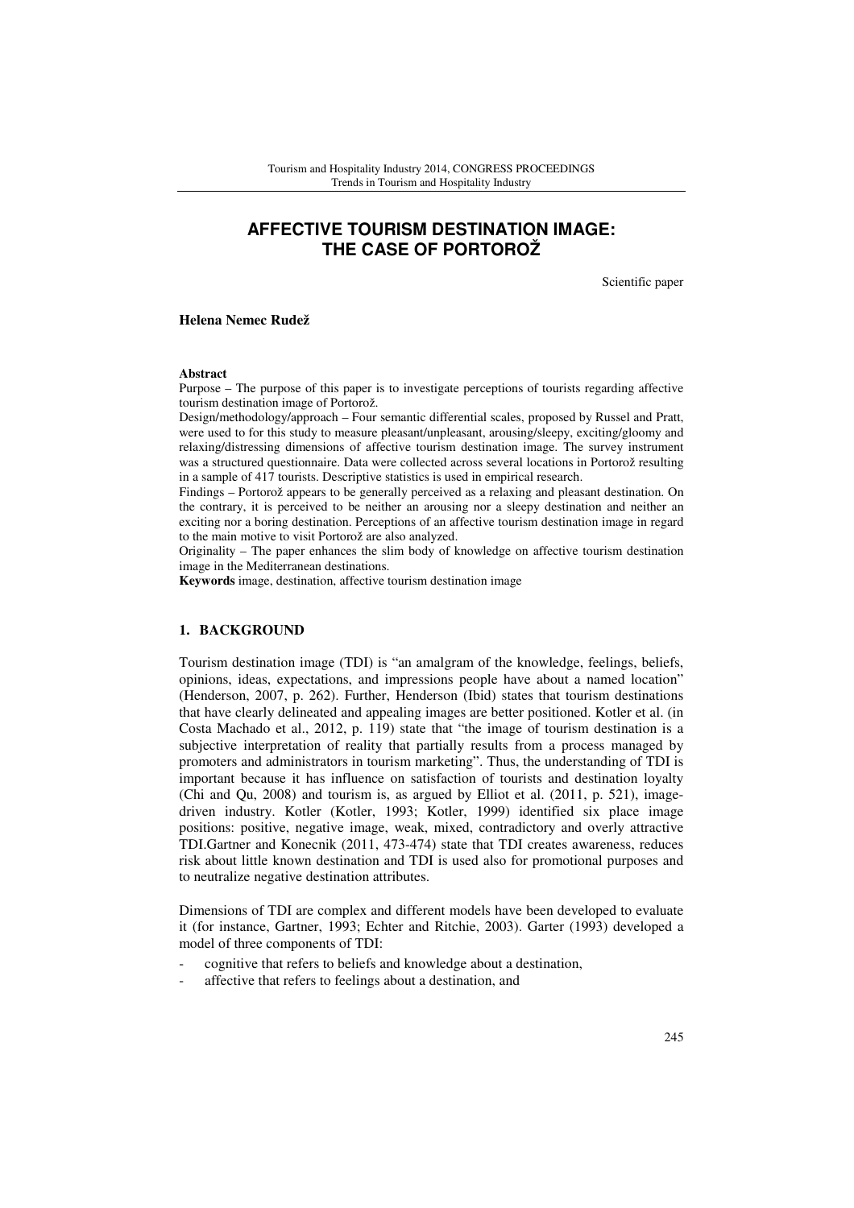# AFFECTIVE TOURISM DESTINATION IMAGE: THE CASE OF PORTOROŽ

Scientific paper

**Helena Nemec Rudež**

**Abstract**

Purpose – The purpose of this paper is to investigate perceptions of tourists regarding affective tourism destination image of Portorož.

Design/methodology/approach – Four semantic differential scales, proposed by Russel and Pratt, were used to for this study to measure pleasant/unpleasant, arousing/sleepy, exciting/gloomy and relaxing/distressing dimensions of affective tourism destination image. The survey instrument was a structured questionnaire. Data were collected across several locations in Portorož resulting in a sample of 417 tourists. Descriptive statistics is used in empirical research.

Findings – Portorož appears to be generally perceived as a relaxing and pleasant destination. On the contrary, it is perceived to be neither an arousing nor a sleepy destination and neither an exciting nor a boring destination. Perceptions of an affective tourism destination image in regard to the main motive to visit Portorož are also analyzed.

Originality – The paper enhances the slim body of knowledge on affective tourism destination image in the Mediterranean destinations.

**Keywords** image, destination, affective tourism destination image

## 1. BACKGROUND

Tourism destination image (TDI) is "an amalgram of the knowledge, feelings, beliefs, opinions, ideas, expectations, and impressions people have about a named location" (Henderson, 2007, p. 262). Further, Henderson (Ibid) states that tourism destinations that have clearly delineated and appealing images are better positioned. Kotler et al. (in Costa Machado et al., 2012, p. 119) state that "the image of tourism destination is a subjective interpretation of reality that partially results from a process managed by promoters and administrators in tourism marketing". Thus, the understanding of TDI is important because it has influence on satisfaction of tourists and destination loyalty (Chi and Qu, 2008) and tourism is, as argued by Elliot et al. (2011, p. 521), image-driven industry. Kotler (Kotler, 1993; Kotler, 1999) identified six place image positions: positive, negative image, weak, mixed, contradictory and overly attractive TDI.Gartner and Konecnik (2011, 473-474) state that TDI creates awareness, reduces risk about little known destination and TDI is used also for promotional purposes and to neutralize negative destination attributes.

Dimensions of TDI are complex and different models have been developed to evaluate it (for instance, Gartner, 1993; Echter and Ritchie, 2003). Garter (1993) developed a model of three components of TDI:

- cognitive that refers to beliefs and knowledge about a destination,
- affective that refers to feelings about a destination, and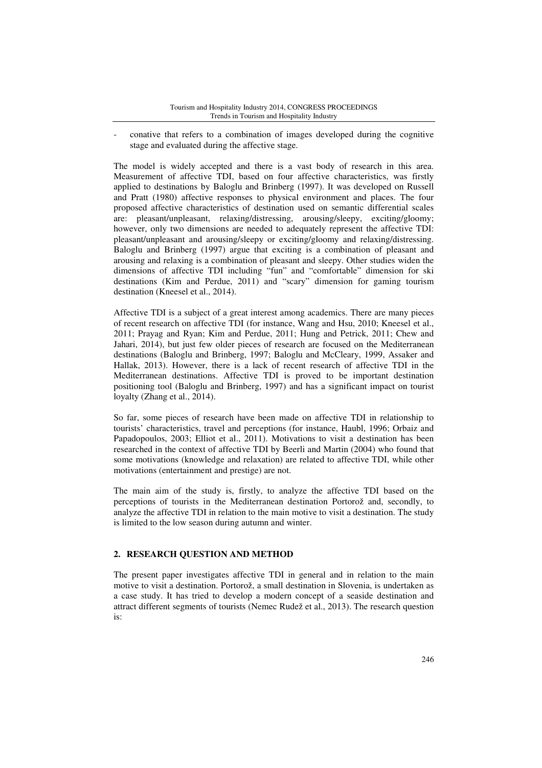- conative that refers to a combination of images developed during the cognitive stage and evaluated during the affective stage.

The model is widely accepted and there is a vast body of research in this area. Measurement of affective TDI, based on four affective characteristics, was firstly applied to destinations by Baloglu and Brinberg (1997). It was developed on Russell and Pratt (1980) affective responses to physical environment and places. The four proposed affective characteristics of destination used on semantic differential scales are: pleasant/unpleasant, relaxing/distressing, arousing/sleepy, exciting/gloomy; however, only two dimensions are needed to adequately represent the affective TDI: pleasant/unpleasant and arousing/sleepy or exciting/gloomy and relaxing/distressing. Baloglu and Brinberg (1997) argue that exciting is a combination of pleasant and arousing and relaxing is a combination of pleasant and sleepy. Other studies widen the dimensions of affective TDI including "fun" and "comfortable" dimension for ski destinations (Kim and Perdue, 2011) and "scary" dimension for gaming tourism destination (Kneesel et al., 2014).

Affective TDI is a subject of a great interest among academics. There are many pieces of recent research on affective TDI (for instance, Wang and Hsu, 2010; Kneesel et al., 2011; Prayag and Ryan; Kim and Perdue, 2011; Hung and Petrick, 2011; Chew and Jahari, 2014), but just few older pieces of research are focused on the Mediterranean destinations (Baloglu and Brinberg, 1997; Baloglu and McCleary, 1999, Assaker and Hallak, 2013). However, there is a lack of recent research of affective TDI in the Mediterranean destinations. Affective TDI is proved to be important destination positioning tool (Baloglu and Brinberg, 1997) and has a significant impact on tourist loyalty (Zhang et al., 2014).

So far, some pieces of research have been made on affective TDI in relationship to tourists' characteristics, travel and perceptions (for instance, Haubl, 1996; Orbaiz and Papadopoulos, 2003; Elliot et al., 2011). Motivations to visit a destination has been researched in the context of affective TDI by Beerli and Martin (2004) who found that some motivations (knowledge and relaxation) are related to affective TDI, while other motivations (entertainment and prestige) are not.

The main aim of the study is, firstly, to analyze the affective TDI based on the perceptions of tourists in the Mediterranean destination Portorož and, secondly, to analyze the affective TDI in relation to the main motive to visit a destination. The study is limited to the low season during autumn and winter.

## 2. RESEARCH QUESTION AND METHOD

The present paper investigates affective TDI in general and in relation to the main motive to visit a destination. Portorož, a small destination in Slovenia, is undertaken as a case study. It has tried to develop a modern concept of a seaside destination and attract different segments of tourists (Nemec Rudež et al., 2013). The research question is: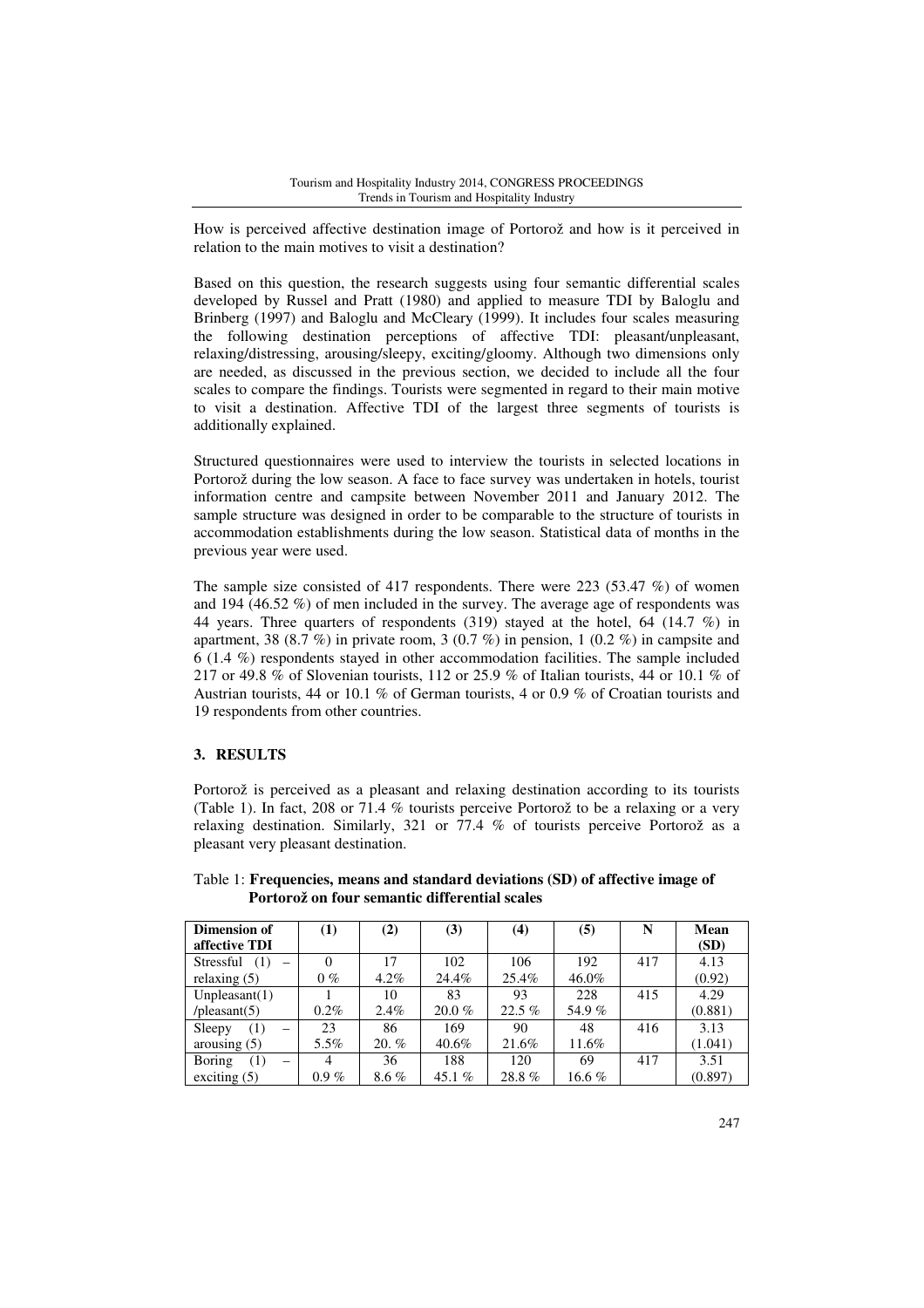How is perceived affective destination image of Portorož and how is it perceived in relation to the main motives to visit a destination?

Based on this question, the research suggests using four semantic differential scales developed by Russel and Pratt (1980) and applied to measure TDI by Baloglu and Brinberg (1997) and Baloglu and McCleary (1999). It includes four scales measuring the following destination perceptions of affective TDI: pleasant/unpleasant, relaxing/distressing, arousing/sleepy, exciting/gloomy. Although two dimensions only are needed, as discussed in the previous section, we decided to include all the four scales to compare the findings. Tourists were segmented in regard to their main motive to visit a destination. Affective TDI of the largest three segments of tourists is additionally explained.

Structured questionnaires were used to interview the tourists in selected locations in Portorož during the low season. A face to face survey was undertaken in hotels, tourist information centre and campsite between November 2011 and January 2012. The sample structure was designed in order to be comparable to the structure of tourists in accommodation establishments during the low season. Statistical data of months in the previous year were used.

The sample size consisted of 417 respondents. There were 223 (53.47 %) of women and 194 (46.52 %) of men included in the survey. The average age of respondents was 44 years. Three quarters of respondents (319) stayed at the hotel, 64 (14.7 %) in apartment, 38 (8.7 %) in private room, 3 (0.7 %) in pension, 1 (0.2 %) in campsite and 6 (1.4 %) respondents stayed in other accommodation facilities. The sample included 217 or 49.8 % of Slovenian tourists, 112 or 25.9 % of Italian tourists, 44 or 10.1 % of Austrian tourists, 44 or 10.1 % of German tourists, 4 or 0.9 % of Croatian tourists and 19 respondents from other countries.

## 3. RESULTS

Portorož is perceived as a pleasant and relaxing destination according to its tourists (Table 1). In fact, 208 or 71.4 % tourists perceive Portorož to be a relaxing or a very relaxing destination. Similarly, 321 or 77.4 % of tourists perceive Portorož as a pleasant very pleasant destination.

Table 1: **Frequencies, means and standard deviations (SD) of affective image of Portorož on four semantic differential scales**

| Dimension of affective TDI | (1) | (2) | (3) | (4) | (5) | N | Mean (SD) |
|---|---|---|---|---|---|---|---|
| Stressful (1) – relaxing (5) | 0<br>0 % | 17<br>4.2% | 102<br>24.4% | 106<br>25.4% | 192<br>46.0% | 417 | 4.13<br>(0.92) |
| Unpleasant(1) /pleasant(5) | 1<br>0.2% | 10<br>2.4% | 83<br>20.0 % | 93<br>22.5 % | 228<br>54.9 % | 415 | 4.29<br>(0.881) |
| Sleepy (1) – arousing (5) | 23<br>5.5% | 86<br>20. % | 169<br>40.6% | 90<br>21.6% | 48<br>11.6% | 416 | 3.13<br>(1.041) |
| Boring (1) – exciting (5) | 4<br>0.9 % | 36<br>8.6 % | 188<br>45.1 % | 120<br>28.8 % | 69<br>16.6 % | 417 | 3.51<br>(0.897) |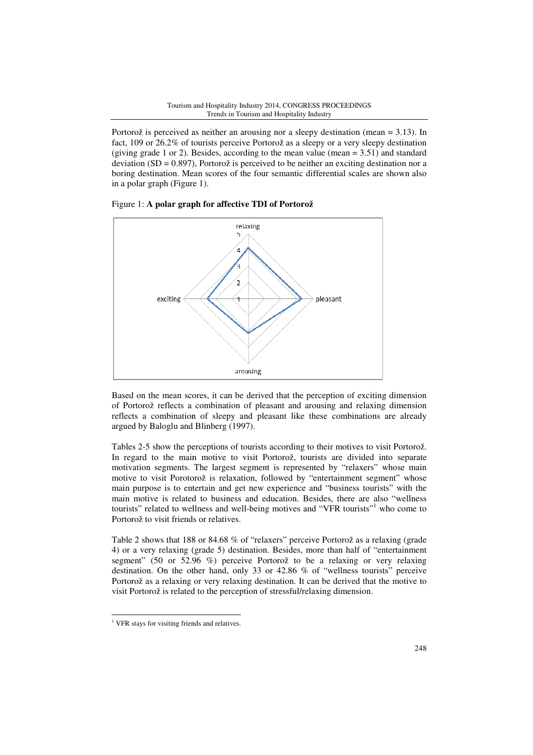Portorož is perceived as neither an arousing nor a sleepy destination (mean = 3.13). In fact, 109 or 26.2% of tourists perceive Portorož as a sleepy or a very sleepy destination (giving grade 1 or 2). Besides, according to the mean value (mean = 3.51) and standard deviation (SD = 0.897), Portorož is perceived to be neither an exciting destination nor a boring destination. Mean scores of the four semantic differential scales are shown also in a polar graph (Figure 1).

Figure 1: **A polar graph for affective TDI of Portorož**

Based on the mean scores, it can be derived that the perception of exciting dimension of Portorož reflects a combination of pleasant and arousing and relaxing dimension reflects a combination of sleepy and pleasant like these combinations are already argued by Baloglu and Blinberg (1997).

Tables 2-5 show the perceptions of tourists according to their motives to visit Portorož. In regard to the main motive to visit Portorož, tourists are divided into separate motivation segments. The largest segment is represented by "relaxers" whose main motive to visit Porotorož is relaxation, followed by "entertainment segment" whose main purpose is to entertain and get new experience and "business tourists" with the main motive is related to business and education. Besides, there are also "wellness tourists" related to wellness and well-being motives and "VFR tourists"[1] who come to Portorož to visit friends or relatives.

Table 2 shows that 188 or 84.68 % of "relaxers" perceive Portorož as a relaxing (grade 4) or a very relaxing (grade 5) destination. Besides, more than half of "entertainment segment" (50 or 52.96 %) perceive Portorož to be a relaxing or very relaxing destination. On the other hand, only 33 or 42.86 % of "wellness tourists" perceive Portorož as a relaxing or very relaxing destination. It can be derived that the motive to visit Portorož is related to the perception of stressful/relaxing dimension.

[1] VFR stays for visiting friends and relatives.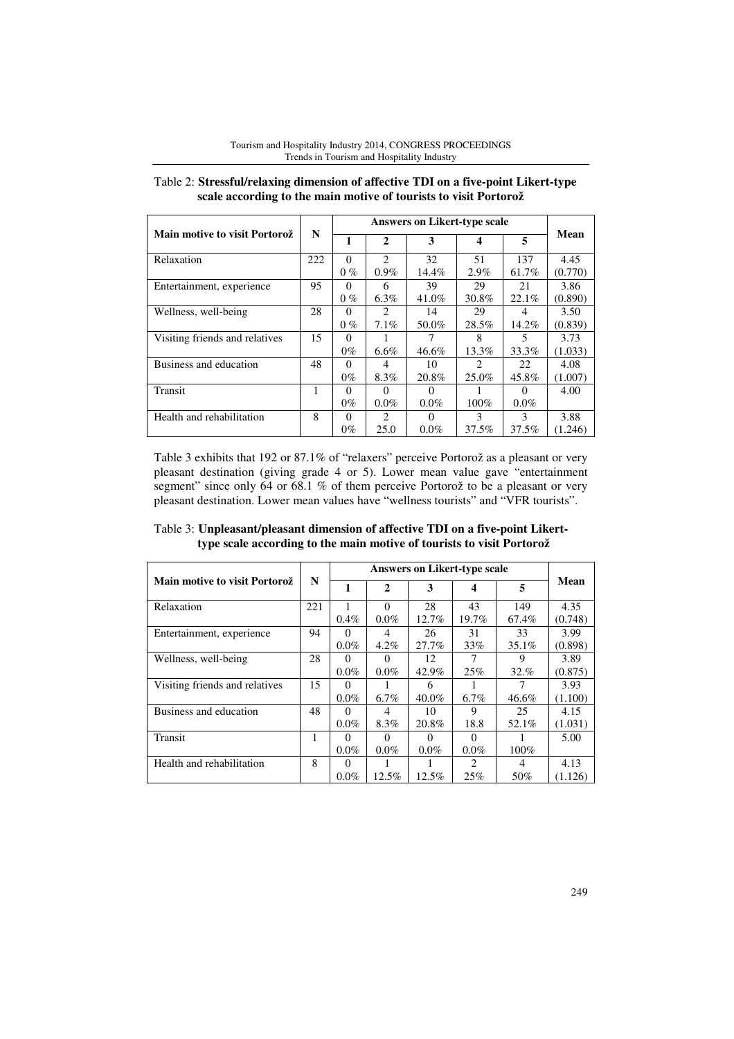Table 2: **Stressful/relaxing dimension of affective TDI on a five-point Likert-type scale according to the main motive of tourists to visit Portorož**

| Main motive to visit Portorož | N | Answers on Likert-type scale | | | | | Mean |
|---|---|---|---|---|---|---|---|
| | | 1 | 2 | 3 | 4 | 5 | |
| Relaxation | 222 | 0<br>0 % | 2<br>0.9% | 32<br>14.4% | 51<br>2.9% | 137<br>61.7% | 4.45<br>(0.770) |
| Entertainment, experience | 95 | 0<br>0 % | 6<br>6.3% | 39<br>41.0% | 29<br>30.8% | 21<br>22.1% | 3.86<br>(0.890) |
| Wellness, well-being | 28 | 0<br>0 % | 2<br>7.1% | 14<br>50.0% | 29<br>28.5% | 4<br>14.2% | 3.50<br>(0.839) |
| Visiting friends and relatives | 15 | 0<br>0% | 1<br>6.6% | 7<br>46.6% | 8<br>13.3% | 5<br>33.3% | 3.73<br>(1.033) |
| Business and education | 48 | 0<br>0% | 4<br>8.3% | 10<br>20.8% | 2<br>25.0% | 22<br>45.8% | 4.08<br>(1.007) |
| Transit | 1 | 0<br>0% | 0<br>0.0% | 0<br>0.0% | 1<br>100% | 0<br>0.0% | 4.00 |
| Health and rehabilitation | 8 | 0<br>0% | 2<br>25.0 | 0<br>0.0% | 3<br>37.5% | 3<br>37.5% | 3.88<br>(1.246) |

Table 3 exhibits that 192 or 87.1% of "relaxers" perceive Portorož as a pleasant or very pleasant destination (giving grade 4 or 5). Lower mean value gave "entertainment segment" since only 64 or 68.1 % of them perceive Portorož to be a pleasant or very pleasant destination. Lower mean values have "wellness tourists" and "VFR tourists".

Table 3: **Unpleasant/pleasant dimension of affective TDI on a five-point Likert-type scale according to the main motive of tourists to visit Portorož**

| Main motive to visit Portorož | N | Answers on Likert-type scale | | | | | Mean |
|---|---|---|---|---|---|---|---|
| | | 1 | 2 | 3 | 4 | 5 | |
| Relaxation | 221 | 1<br>0.4% | 0<br>0.0% | 28<br>12.7% | 43<br>19.7% | 149<br>67.4% | 4.35<br>(0.748) |
| Entertainment, experience | 94 | 0<br>0.0% | 4<br>4.2% | 26<br>27.7% | 31<br>33% | 33<br>35.1% | 3.99<br>(0.898) |
| Wellness, well-being | 28 | 0<br>0.0% | 0<br>0.0% | 12<br>42.9% | 7<br>25% | 9<br>32.% | 3.89<br>(0.875) |
| Visiting friends and relatives | 15 | 0<br>0.0% | 1<br>6.7% | 6<br>40.0% | 1<br>6.7% | 7<br>46.6% | 3.93<br>(1.100) |
| Business and education | 48 | 0<br>0.0% | 4<br>8.3% | 10<br>20.8% | 9<br>18.8 | 25<br>52.1% | 4.15<br>(1.031) |
| Transit | 1 | 0<br>0.0% | 0<br>0.0% | 0<br>0.0% | 0<br>0.0% | 1<br>100% | 5.00 |
| Health and rehabilitation | 8 | 0<br>0.0% | 1<br>12.5% | 1<br>12.5% | 2<br>25% | 4<br>50% | 4.13<br>(1.126) |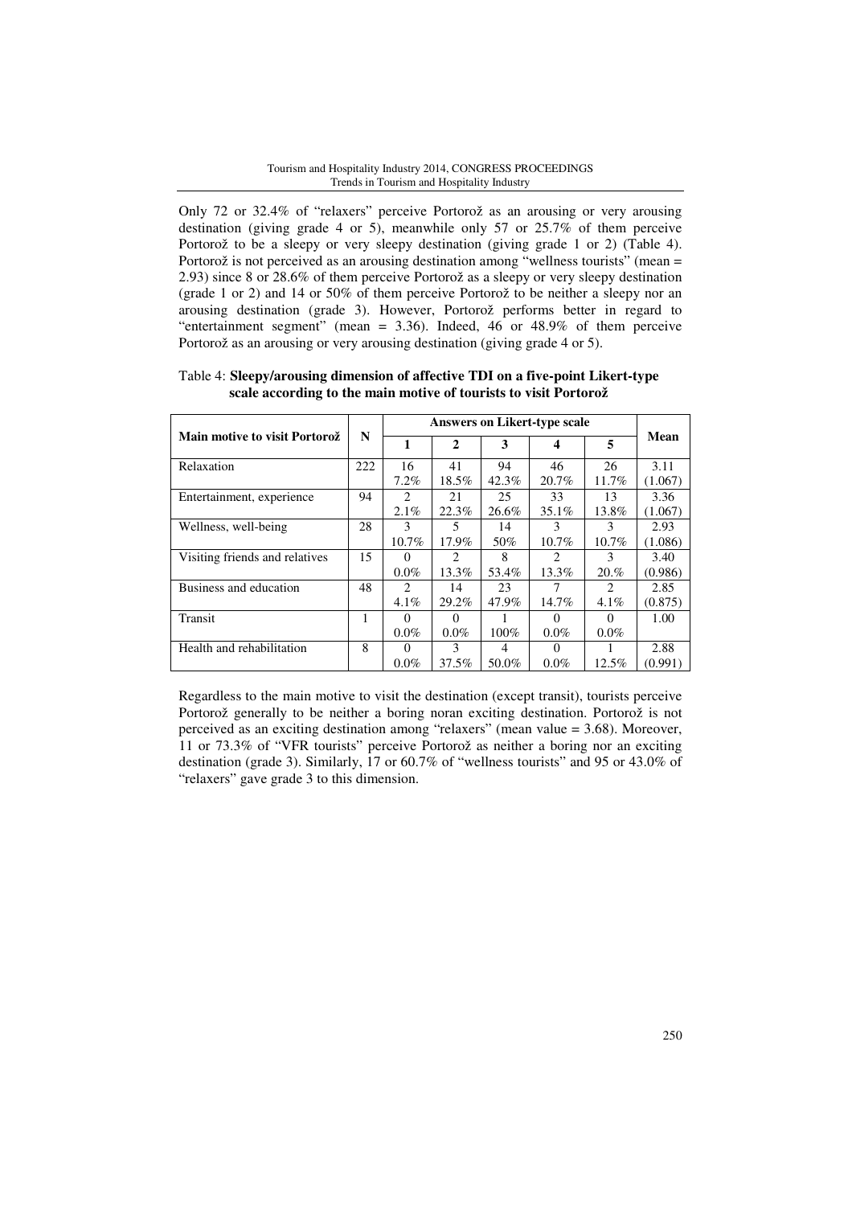Only 72 or 32.4% of "relaxers" perceive Portorož as an arousing or very arousing destination (giving grade 4 or 5), meanwhile only 57 or 25.7% of them perceive Portorož to be a sleepy or very sleepy destination (giving grade 1 or 2) (Table 4). Portorož is not perceived as an arousing destination among "wellness tourists" (mean = 2.93) since 8 or 28.6% of them perceive Portorož as a sleepy or very sleepy destination (grade 1 or 2) and 14 or 50% of them perceive Portorož to be neither a sleepy nor an arousing destination (grade 3). However, Portorož performs better in regard to "entertainment segment" (mean = 3.36). Indeed, 46 or 48.9% of them perceive Portorož as an arousing or very arousing destination (giving grade 4 or 5).

Table 4: **Sleepy/arousing dimension of affective TDI on a five-point Likert-type scale according to the main motive of tourists to visit Portorož**

| Main motive to visit Portorož | N | Answers on Likert-type scale | | | | | Mean |
|---|---|---|---|---|---|---|---|
| | | 1 | 2 | 3 | 4 | 5 | |
| Relaxation | 222 | 16<br>7.2% | 41<br>18.5% | 94<br>42.3% | 46<br>20.7% | 26<br>11.7% | 3.11<br>(1.067) |
| Entertainment, experience | 94 | 2<br>2.1% | 21<br>22.3% | 25<br>26.6% | 33<br>35.1% | 13<br>13.8% | 3.36<br>(1.067) |
| Wellness, well-being | 28 | 3<br>10.7% | 5<br>17.9% | 14<br>50% | 3<br>10.7% | 3<br>10.7% | 2.93<br>(1.086) |
| Visiting friends and relatives | 15 | 0<br>0.0% | 2<br>13.3% | 8<br>53.4% | 2<br>13.3% | 3<br>20.% | 3.40<br>(0.986) |
| Business and education | 48 | 2<br>4.1% | 14<br>29.2% | 23<br>47.9% | 7<br>14.7% | 2<br>4.1% | 2.85<br>(0.875) |
| Transit | 1 | 0<br>0.0% | 0<br>0.0% | 1<br>100% | 0<br>0.0% | 0<br>0.0% | 1.00 |
| Health and rehabilitation | 8 | 0<br>0.0% | 3<br>37.5% | 4<br>50.0% | 0<br>0.0% | 1<br>12.5% | 2.88<br>(0.991) |

Regardless to the main motive to visit the destination (except transit), tourists perceive Portorož generally to be neither a boring noran exciting destination. Portorož is not perceived as an exciting destination among "relaxers" (mean value = 3.68). Moreover, 11 or 73.3% of "VFR tourists" perceive Portorož as neither a boring nor an exciting destination (grade 3). Similarly, 17 or 60.7% of "wellness tourists" and 95 or 43.0% of "relaxers" gave grade 3 to this dimension.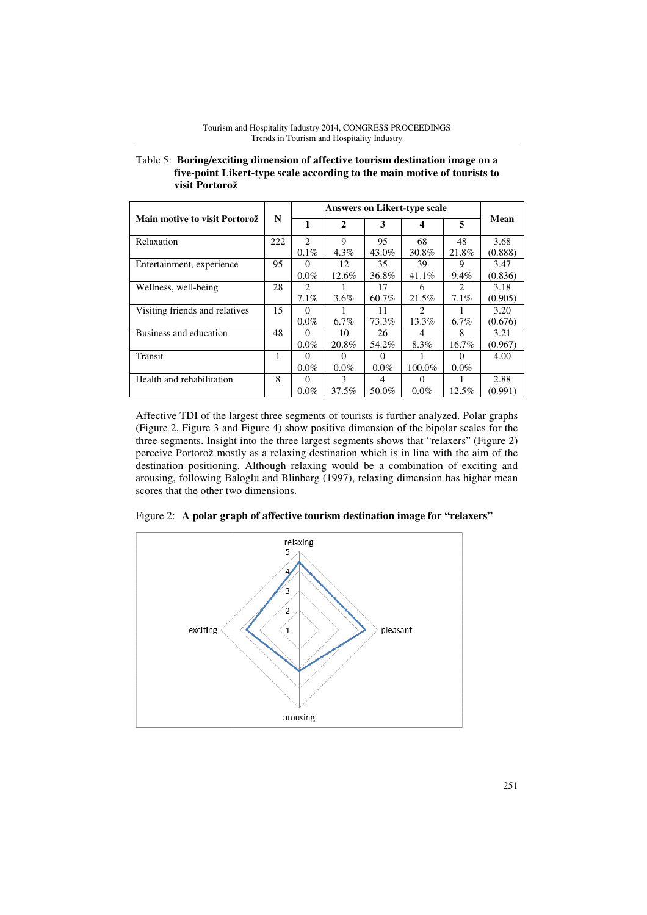Table 5: **Boring/exciting dimension of affective tourism destination image on a five-point Likert-type scale according to the main motive of tourists to visit Portorož**

| Main motive to visit Portorož | N | Answers on Likert-type scale | | | | | Mean |
|---|---|---|---|---|---|---|---|
| | | 1 | 2 | 3 | 4 | 5 | |
| Relaxation | 222 | 2<br>0.1% | 9<br>4.3% | 95<br>43.0% | 68<br>30.8% | 48<br>21.8% | 3.68<br>(0.888) |
| Entertainment, experience | 95 | 0<br>0.0% | 12<br>12.6% | 35<br>36.8% | 39<br>41.1% | 9<br>9.4% | 3.47<br>(0.836) |
| Wellness, well-being | 28 | 2<br>7.1% | 1<br>3.6% | 17<br>60.7% | 6<br>21.5% | 2<br>7.1% | 3.18<br>(0.905) |
| Visiting friends and relatives | 15 | 0<br>0.0% | 1<br>6.7% | 11<br>73.3% | 2<br>13.3% | 1<br>6.7% | 3.20<br>(0.676) |
| Business and education | 48 | 0<br>0.0% | 10<br>20.8% | 26<br>54.2% | 4<br>8.3% | 8<br>16.7% | 3.21<br>(0.967) |
| Transit | 1 | 0<br>0.0% | 0<br>0.0% | 0<br>0.0% | 1<br>100.0% | 0<br>0.0% | 4.00 |
| Health and rehabilitation | 8 | 0<br>0.0% | 3<br>37.5% | 4<br>50.0% | 0<br>0.0% | 1<br>12.5% | 2.88<br>(0.991) |

Affective TDI of the largest three segments of tourists is further analyzed. Polar graphs (Figure 2, Figure 3 and Figure 4) show positive dimension of the bipolar scales for the three segments. Insight into the three largest segments shows that "relaxers" (Figure 2) perceive Portorož mostly as a relaxing destination which is in line with the aim of the destination positioning. Although relaxing would be a combination of exciting and arousing, following Baloglu and Blinberg (1997), relaxing dimension has higher mean scores that the other two dimensions.

Figure 2: **A polar graph of affective tourism destination image for "relaxers"**

relaxing
5
4
3
2
1
exciting
pleasant
arousing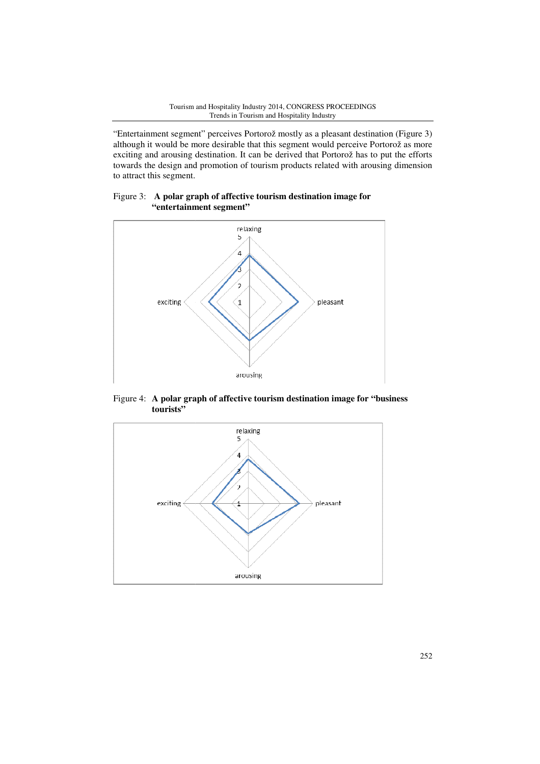"Entertainment segment" perceives Portorož mostly as a pleasant destination (Figure 3) although it would be more desirable that this segment would perceive Portorož as more exciting and arousing destination. It can be derived that Portorož has to put the efforts towards the design and promotion of tourism products related with arousing dimension to attract this segment.

Figure 3: **A polar graph of affective tourism destination image for "entertainment segment"**

relaxing
5
4
3
2
1
pleasant
arousing
exciting

Figure 4: **A polar graph of affective tourism destination image for "business tourists"**

relaxing
5
4
3
2
1
pleasant
arousing
exciting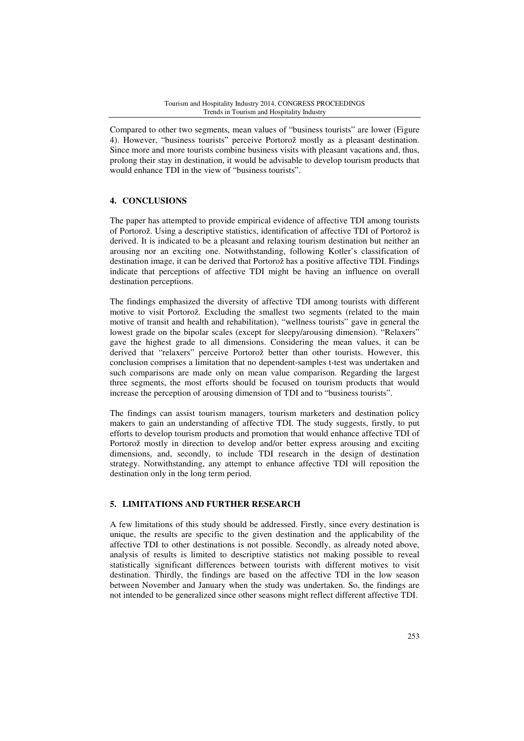Compared to other two segments, mean values of "business tourists" are lower (Figure 4). However, "business tourists" perceive Portorož mostly as a pleasant destination. Since more and more tourists combine business visits with pleasant vacations and, thus, prolong their stay in destination, it would be advisable to develop tourism products that would enhance TDI in the view of "business tourists".

## 4. CONCLUSIONS

The paper has attempted to provide empirical evidence of affective TDI among tourists of Portorož. Using a descriptive statistics, identification of affective TDI of Portorož is derived. It is indicated to be a pleasant and relaxing tourism destination but neither an arousing nor an exciting one. Notwithstanding, following Kotler's classification of destination image, it can be derived that Portorož has a positive affective TDI. Findings indicate that perceptions of affective TDI might be having an influence on overall destination perceptions.

The findings emphasized the diversity of affective TDI among tourists with different motive to visit Portorož. Excluding the smallest two segments (related to the main motive of transit and health and rehabilitation), "wellness tourists" gave in general the lowest grade on the bipolar scales (except for sleepy/arousing dimension). "Relaxers" gave the highest grade to all dimensions. Considering the mean values, it can be derived that "relaxers" perceive Portorož better than other tourists. However, this conclusion comprises a limitation that no dependent-samples t-test was undertaken and such comparisons are made only on mean value comparison. Regarding the largest three segments, the most efforts should be focused on tourism products that would increase the perception of arousing dimension of TDI and to "business tourists".

The findings can assist tourism managers, tourism marketers and destination policy makers to gain an understanding of affective TDI. The study suggests, firstly, to put efforts to develop tourism products and promotion that would enhance affective TDI of Portorož mostly in direction to develop and/or better express arousing and exciting dimensions, and, secondly, to include TDI research in the design of destination strategy. Notwithstanding, any attempt to enhance affective TDI will reposition the destination only in the long term period.

## 5. LIMITATIONS AND FURTHER RESEARCH

A few limitations of this study should be addressed. Firstly, since every destination is unique, the results are specific to the given destination and the applicability of the affective TDI to other destinations is not possible. Secondly, as already noted above, analysis of results is limited to descriptive statistics not making possible to reveal statistically significant differences between tourists with different motives to visit destination. Thirdly, the findings are based on the affective TDI in the low season between November and January when the study was undertaken. So, the findings are not intended to be generalized since other seasons might reflect different affective TDI.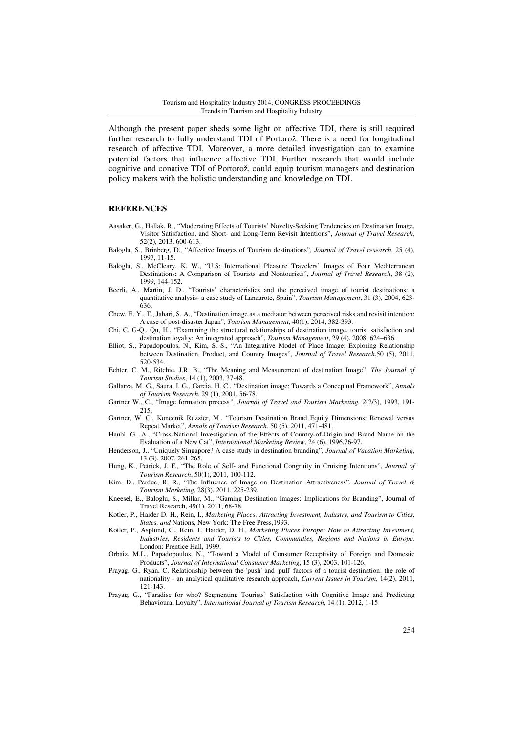Although the present paper sheds some light on affective TDI, there is still required further research to fully understand TDI of Portorož. There is a need for longitudinal research of affective TDI. Moreover, a more detailed investigation can to examine potential factors that influence affective TDI. Further research that would include cognitive and conative TDI of Portorož, could equip tourism managers and destination policy makers with the holistic understanding and knowledge on TDI.

## REFERENCES

Aasaker, G., Hallak, R., "Moderating Effects of Tourists' Novelty-Seeking Tendencies on Destination Image, Visitor Satisfaction, and Short- and Long-Term Revisit Intentions", *Journal of Travel Research*, 52(2), 2013, 600-613.

Baloglu, S., Brinberg, D., "Affective Images of Tourism destinations", *Journal of Travel research*, 25 (4), 1997, 11-15.

Baloglu, S., McCleary, K. W., "U.S: International Pleasure Travelers' Images of Four Mediterranean Destinations: A Comparison of Tourists and Nontourists", *Journal of Travel Research*, 38 (2), 1999, 144-152.

Beerli, A., Martin, J. D., "Tourists' characteristics and the perceived image of tourist destinations: a quantitative analysis- a case study of Lanzarote, Spain", *Tourism Management*, 31 (3), 2004, 623-636.

Chew, E. Y., T., Jahari, S. A., "Destination image as a mediator between perceived risks and revisit intention: A case of post-disaster Japan", *Tourism Management*, 40(1), 2014, 382-393.

Chi, C. G-Q., Qu, H., "Examining the structural relationships of destination image, tourist satisfaction and destination loyalty: An integrated approach", *Tourism Management*, 29 (4), 2008, 624–636.

Elliot, S., Papadopoulos, N., Kim, S. S., "An Integrative Model of Place Image: Exploring Relationship between Destination, Product, and Country Images", *Journal of Travel Research*,50 (5), 2011, 520-534.

Echter, C. M., Ritchie, J.R. B., "The Meaning and Measurement of destination Image", *The Journal of Tourism Studies*, 14 (1), 2003, 37-48.

Gallarza, M. G., Saura, I. G., Garcia, H. C., "Destination image: Towards a Conceptual Framework", *Annals of Tourism Research*, 29 (1), 2001, 56-78.

Gartner W., C., "Image formation process*", Journal of Travel and Tourism Marketing,* 2(2/3), 1993, 191-215.

Gartner, W. C., Konecnik Ruzzier, M., "Tourism Destination Brand Equity Dimensions: Renewal versus Repeat Market", *Annals of Tourism Research*, 50 (5), 2011, 471-481.

Haubl, G., A., "Cross-National Investigation of the Effects of Country-of-Origin and Brand Name on the Evaluation of a New Cat", *International Marketing Review*, 24 (6), 1996,76-97.

Henderson, J., "Uniquely Singapore? A case study in destination branding", *Journal of Vacation Marketing*, 13 (3), 2007, 261-265.

Hung, K., Petrick, J. F., "The Role of Self- and Functional Congruity in Cruising Intentions", *Journal of Tourism Research*, 50(1), 2011, 100-112.

Kim, D., Perdue, R. R., "The Influence of Image on Destination Attractiveness", *Journal of Travel & Tourism Marketing*, 28(3), 2011, 225-239.

Kneesel, E., Baloglu, S., Millar, M., "Gaming Destination Images: Implications for Branding", Journal of Travel Research, 49(1), 2011, 68-78.

Kotler, P., Haider D. H., Rein, I., *Marketing Places: Attracting Investment, Industry, and Tourism to Cities, States, and* Nations, New York: The Free Press,1993.

Kotler, P., Asplund, C., Rein, I., Haider, D. H., *Marketing Places Europe: How to Attracting Investment, Industries, Residents and Tourists to Cities, Communities, Regions and Nations in Europe*. London: Prentice Hall, 1999.

Orbaiz, M.L., Papadopoulos, N., "Toward a Model of Consumer Receptivity of Foreign and Domestic Products", *Journal of International Consumer Marketing*, 15 (3), 2003, 101-126.

Prayag, G., Ryan, C. Relationship between the 'push' and 'pull' factors of a tourist destination: the role of nationality - an analytical qualitative research approach, *Current Issues in Tourism*, 14(2), 2011, 121-143.

Prayag, G., "Paradise for who? Segmenting Tourists' Satisfaction with Cognitive Image and Predicting Behavioural Loyalty", *International Journal of Tourism Research*, 14 (1), 2012, 1-15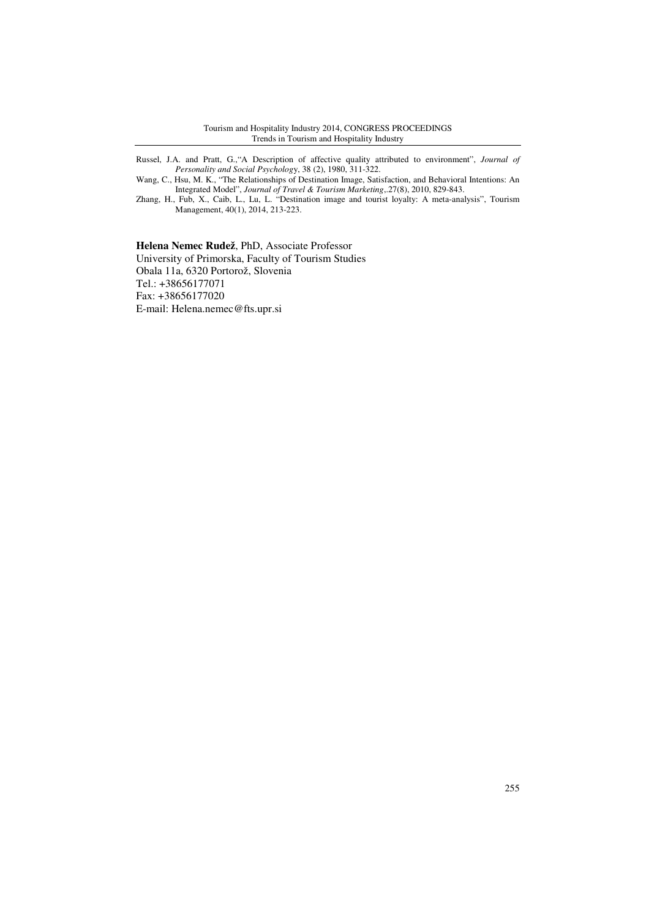Russel, J.A. and Pratt, G.,"A Description of affective quality attributed to environment", *Journal of Personality and Social Psychology*, 38 (2), 1980, 311-322.

Wang, C., Hsu, M. K., "The Relationships of Destination Image, Satisfaction, and Behavioral Intentions: An Integrated Model", *Journal of Travel & Tourism Marketing*,.27(8), 2010, 829-843.

Zhang, H., Fub, X., Caib, L., Lu, L. "Destination image and tourist loyalty: A meta-analysis", Tourism Management, 40(1), 2014, 213-223.

**Helena Nemec Rudež**, PhD, Associate Professor
University of Primorska, Faculty of Tourism Studies
Obala 11a, 6320 Portorož, Slovenia
Tel.: +38656177071
Fax: +38656177020
E-mail: Helena.nemec@fts.upr.si